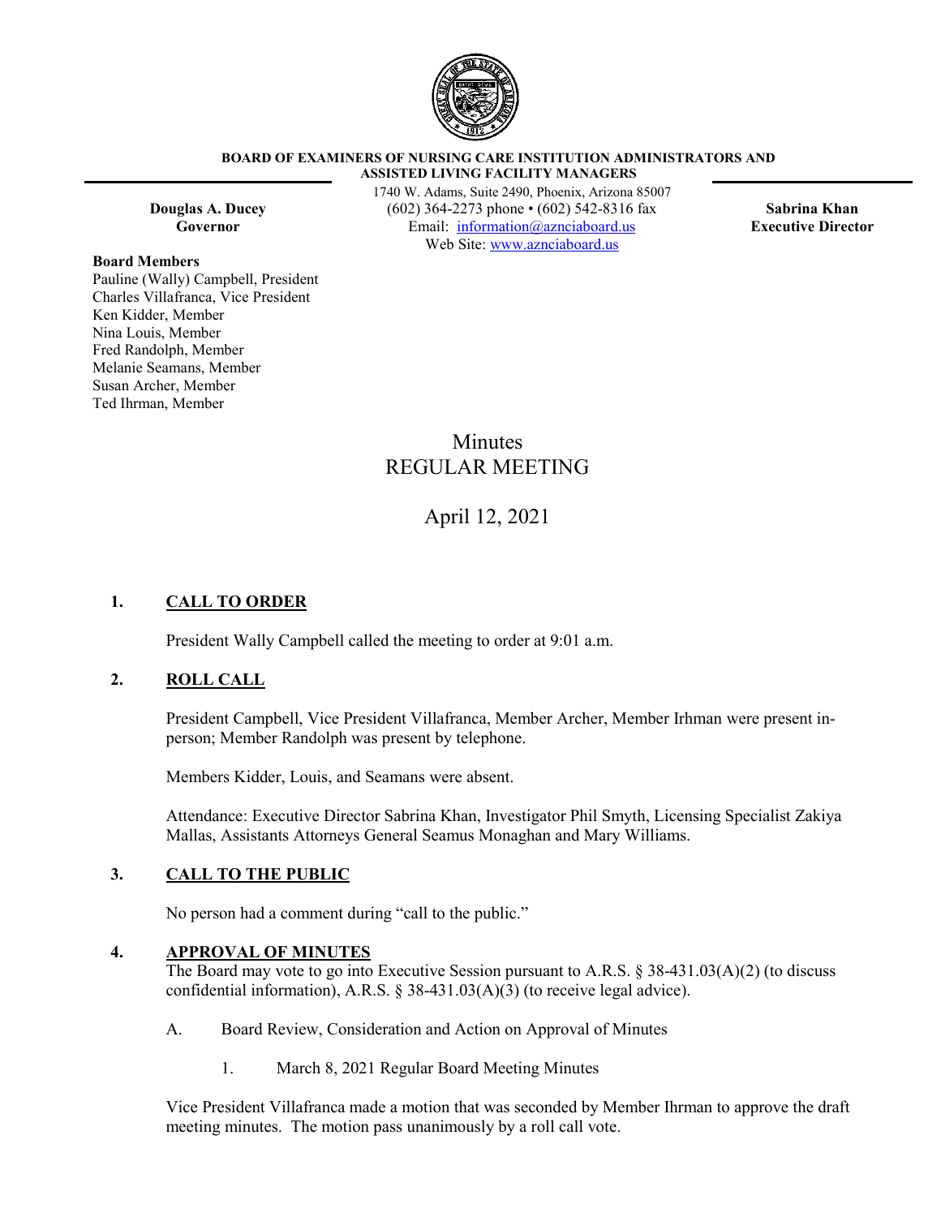**BOARD OF EXAMINERS OF NURSING CARE INSTITUTION ADMINISTRATORS AND ASSISTED LIVING FACILITY MANAGERS**

1740 W. Adams, Suite 2490, Phoenix, Arizona 85007
(602) 364-2273 phone • (602) 542-8316 fax
Email: information@aznciaboard.us
Web Site: www.aznciaboard.us

**Douglas A. Ducey**
**Governor**

**Sabrina Khan**
**Executive Director**

**Board Members**
Pauline (Wally) Campbell, President
Charles Villafranca, Vice President
Ken Kidder, Member
Nina Louis, Member
Fred Randolph, Member
Melanie Seamans, Member
Susan Archer, Member
Ted Ihrman, Member

# Minutes
# REGULAR MEETING

## April 12, 2021

### 1. CALL TO ORDER

President Wally Campbell called the meeting to order at 9:01 a.m.

### 2. ROLL CALL

President Campbell, Vice President Villafranca, Member Archer, Member Irhman were present in-person; Member Randolph was present by telephone.

Members Kidder, Louis, and Seamans were absent.

Attendance: Executive Director Sabrina Khan, Investigator Phil Smyth, Licensing Specialist Zakiya Mallas, Assistants Attorneys General Seamus Monaghan and Mary Williams.

### 3. CALL TO THE PUBLIC

No person had a comment during "call to the public."

### 4. APPROVAL OF MINUTES

The Board may vote to go into Executive Session pursuant to A.R.S. § 38-431.03(A)(2) (to discuss confidential information), A.R.S. § 38-431.03(A)(3) (to receive legal advice).

A. Board Review, Consideration and Action on Approval of Minutes

1. March 8, 2021 Regular Board Meeting Minutes

Vice President Villafranca made a motion that was seconded by Member Ihrman to approve the draft meeting minutes. The motion pass unanimously by a roll call vote.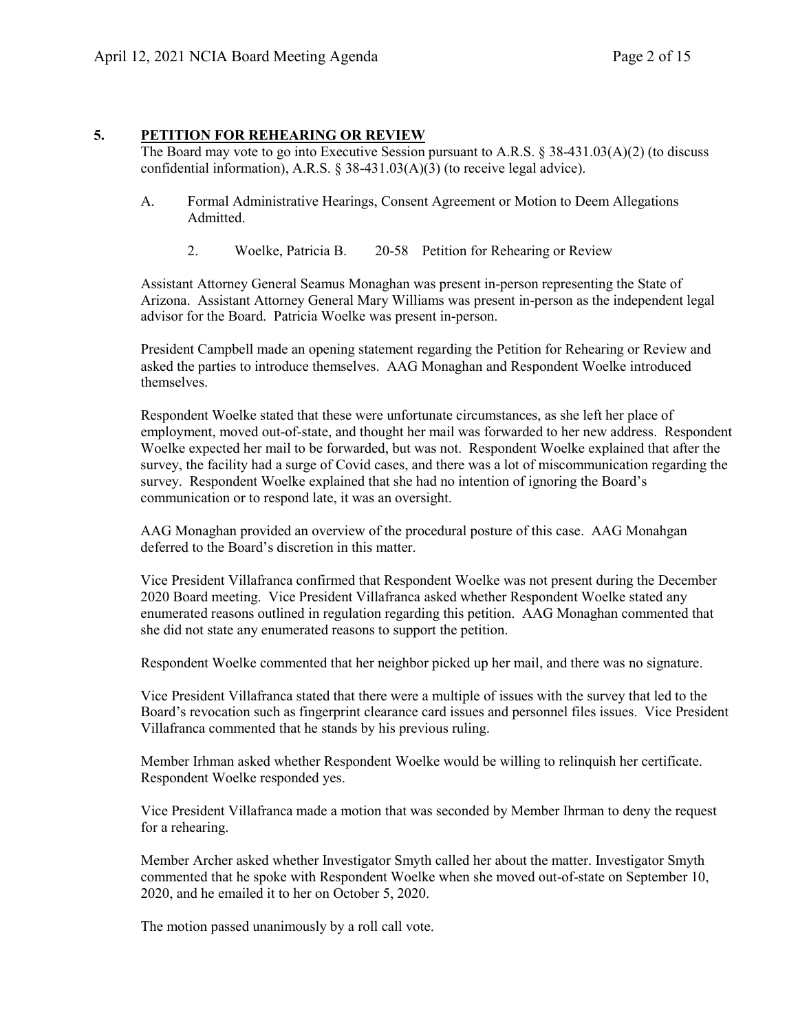## 5. PETITION FOR REHEARING OR REVIEW

The Board may vote to go into Executive Session pursuant to A.R.S. § 38-431.03(A)(2) (to discuss confidential information), A.R.S. § 38-431.03(A)(3) (to receive legal advice).

A. Formal Administrative Hearings, Consent Agreement or Motion to Deem Allegations Admitted.

   2. Woelke, Patricia B. 20-58 Petition for Rehearing or Review

Assistant Attorney General Seamus Monaghan was present in-person representing the State of Arizona. Assistant Attorney General Mary Williams was present in-person as the independent legal advisor for the Board. Patricia Woelke was present in-person.

President Campbell made an opening statement regarding the Petition for Rehearing or Review and asked the parties to introduce themselves. AAG Monaghan and Respondent Woelke introduced themselves.

Respondent Woelke stated that these were unfortunate circumstances, as she left her place of employment, moved out-of-state, and thought her mail was forwarded to her new address. Respondent Woelke expected her mail to be forwarded, but was not. Respondent Woelke explained that after the survey, the facility had a surge of Covid cases, and there was a lot of miscommunication regarding the survey. Respondent Woelke explained that she had no intention of ignoring the Board's communication or to respond late, it was an oversight.

AAG Monaghan provided an overview of the procedural posture of this case. AAG Monahgan deferred to the Board's discretion in this matter.

Vice President Villafranca confirmed that Respondent Woelke was not present during the December 2020 Board meeting. Vice President Villafranca asked whether Respondent Woelke stated any enumerated reasons outlined in regulation regarding this petition. AAG Monaghan commented that she did not state any enumerated reasons to support the petition.

Respondent Woelke commented that her neighbor picked up her mail, and there was no signature.

Vice President Villafranca stated that there were a multiple of issues with the survey that led to the Board's revocation such as fingerprint clearance card issues and personnel files issues. Vice President Villafranca commented that he stands by his previous ruling.

Member Irhman asked whether Respondent Woelke would be willing to relinquish her certificate. Respondent Woelke responded yes.

Vice President Villafranca made a motion that was seconded by Member Ihrman to deny the request for a rehearing.

Member Archer asked whether Investigator Smyth called her about the matter. Investigator Smyth commented that he spoke with Respondent Woelke when she moved out-of-state on September 10, 2020, and he emailed it to her on October 5, 2020.

The motion passed unanimously by a roll call vote.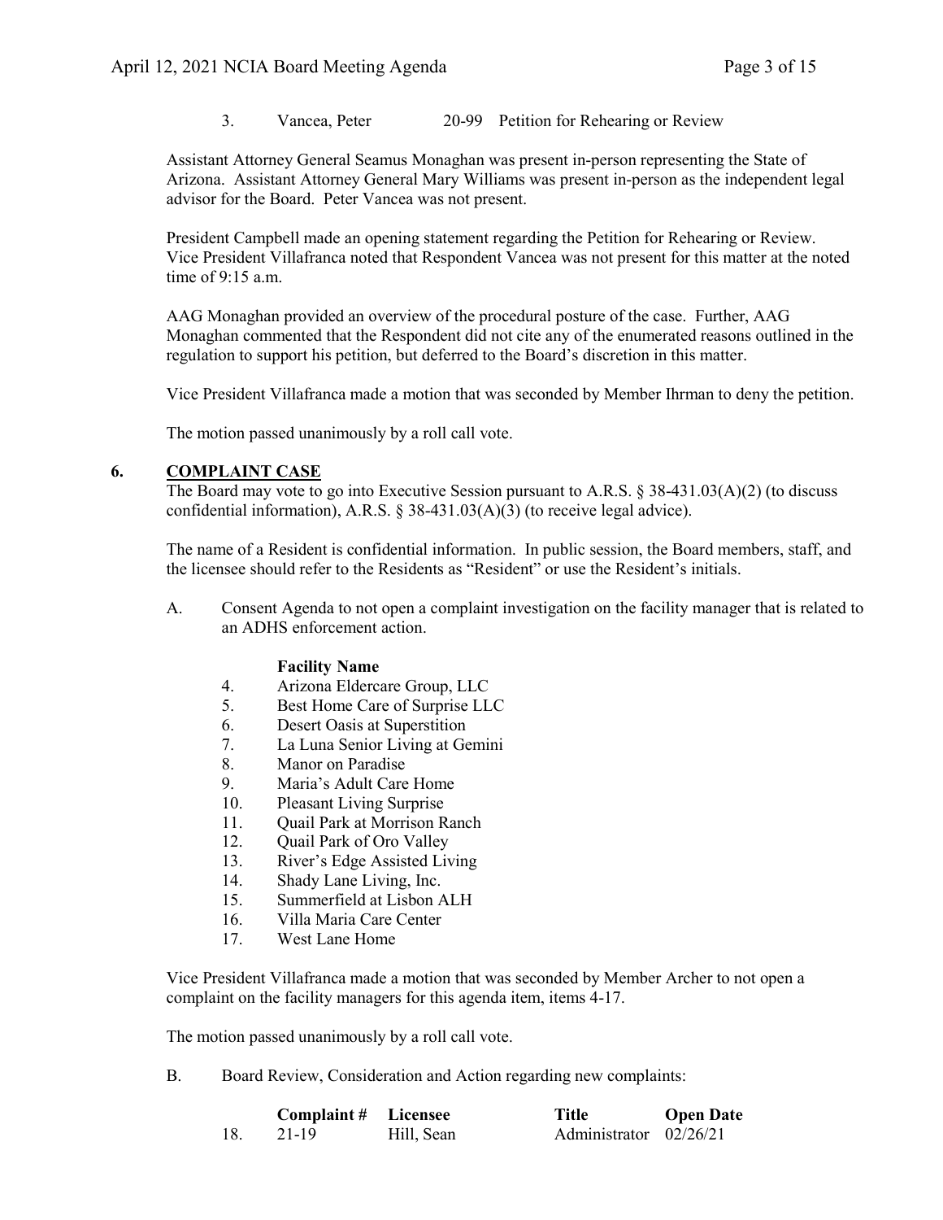3. Vancea, Peter 20-99 Petition for Rehearing or Review

Assistant Attorney General Seamus Monaghan was present in-person representing the State of Arizona. Assistant Attorney General Mary Williams was present in-person as the independent legal advisor for the Board. Peter Vancea was not present.

President Campbell made an opening statement regarding the Petition for Rehearing or Review. Vice President Villafranca noted that Respondent Vancea was not present for this matter at the noted time of 9:15 a.m.

AAG Monaghan provided an overview of the procedural posture of the case. Further, AAG Monaghan commented that the Respondent did not cite any of the enumerated reasons outlined in the regulation to support his petition, but deferred to the Board's discretion in this matter.

Vice President Villafranca made a motion that was seconded by Member Ihrman to deny the petition.

The motion passed unanimously by a roll call vote.

## 6. COMPLAINT CASE

The Board may vote to go into Executive Session pursuant to A.R.S. § 38-431.03(A)(2) (to discuss confidential information), A.R.S. § 38-431.03(A)(3) (to receive legal advice).

The name of a Resident is confidential information. In public session, the Board members, staff, and the licensee should refer to the Residents as "Resident" or use the Resident's initials.

A. Consent Agenda to not open a complaint investigation on the facility manager that is related to an ADHS enforcement action.

**Facility Name**

4. Arizona Eldercare Group, LLC
5. Best Home Care of Surprise LLC
6. Desert Oasis at Superstition
7. La Luna Senior Living at Gemini
8. Manor on Paradise
9. Maria's Adult Care Home
10. Pleasant Living Surprise
11. Quail Park at Morrison Ranch
12. Quail Park of Oro Valley
13. River's Edge Assisted Living
14. Shady Lane Living, Inc.
15. Summerfield at Lisbon ALH
16. Villa Maria Care Center
17. West Lane Home

Vice President Villafranca made a motion that was seconded by Member Archer to not open a complaint on the facility managers for this agenda item, items 4-17.

The motion passed unanimously by a roll call vote.

B. Board Review, Consideration and Action regarding new complaints:

| | Complaint # | Licensee | Title | Open Date |
|---|---|---|---|---|
| 18. | 21-19 | Hill, Sean | Administrator | 02/26/21 |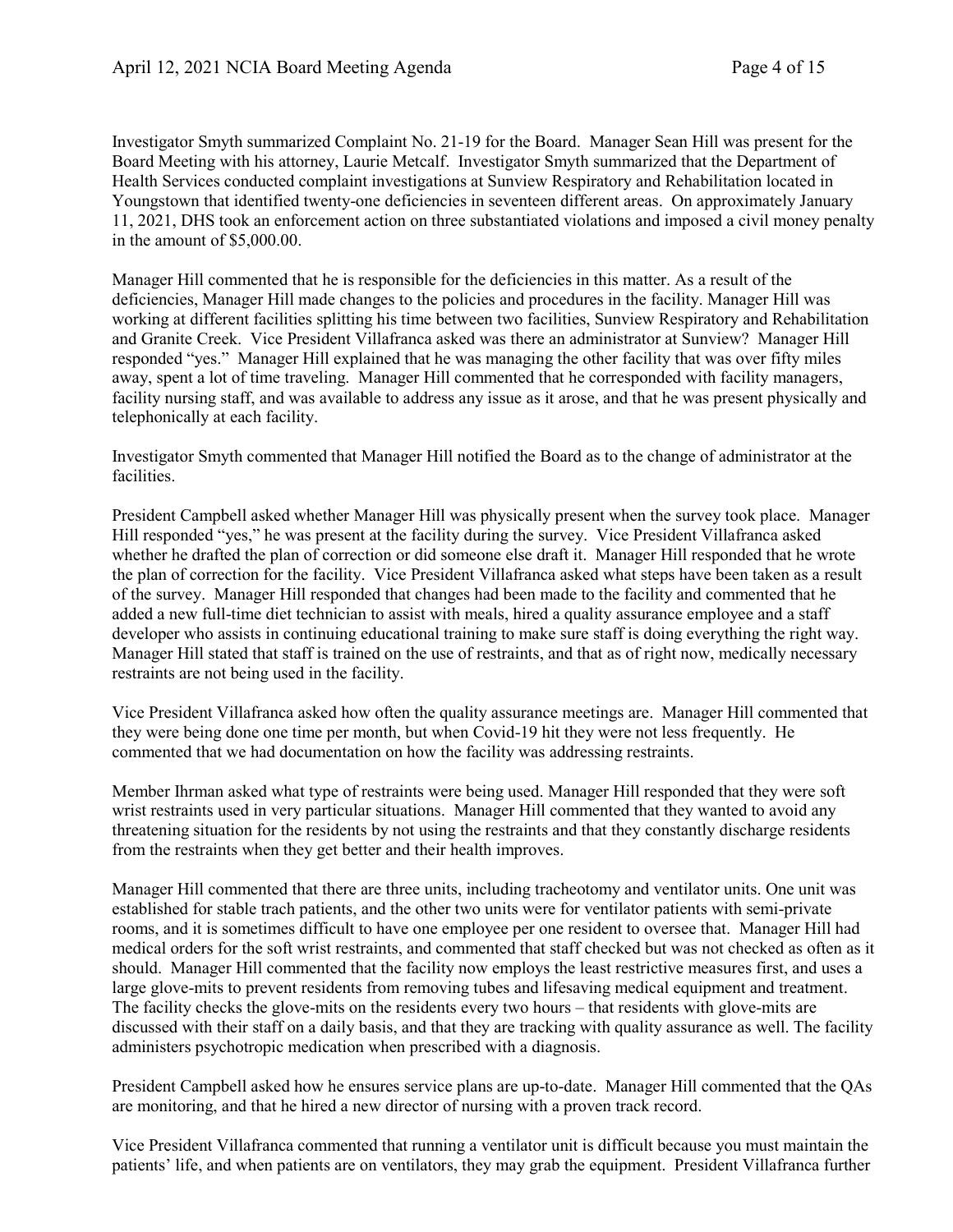Investigator Smyth summarized Complaint No. 21-19 for the Board. Manager Sean Hill was present for the Board Meeting with his attorney, Laurie Metcalf. Investigator Smyth summarized that the Department of Health Services conducted complaint investigations at Sunview Respiratory and Rehabilitation located in Youngstown that identified twenty-one deficiencies in seventeen different areas. On approximately January 11, 2021, DHS took an enforcement action on three substantiated violations and imposed a civil money penalty in the amount of $5,000.00.

Manager Hill commented that he is responsible for the deficiencies in this matter. As a result of the deficiencies, Manager Hill made changes to the policies and procedures in the facility. Manager Hill was working at different facilities splitting his time between two facilities, Sunview Respiratory and Rehabilitation and Granite Creek. Vice President Villafranca asked was there an administrator at Sunview? Manager Hill responded "yes." Manager Hill explained that he was managing the other facility that was over fifty miles away, spent a lot of time traveling. Manager Hill commented that he corresponded with facility managers, facility nursing staff, and was available to address any issue as it arose, and that he was present physically and telephonically at each facility.

Investigator Smyth commented that Manager Hill notified the Board as to the change of administrator at the facilities.

President Campbell asked whether Manager Hill was physically present when the survey took place. Manager Hill responded "yes," he was present at the facility during the survey. Vice President Villafranca asked whether he drafted the plan of correction or did someone else draft it. Manager Hill responded that he wrote the plan of correction for the facility. Vice President Villafranca asked what steps have been taken as a result of the survey. Manager Hill responded that changes had been made to the facility and commented that he added a new full-time diet technician to assist with meals, hired a quality assurance employee and a staff developer who assists in continuing educational training to make sure staff is doing everything the right way. Manager Hill stated that staff is trained on the use of restraints, and that as of right now, medically necessary restraints are not being used in the facility.

Vice President Villafranca asked how often the quality assurance meetings are. Manager Hill commented that they were being done one time per month, but when Covid-19 hit they were not less frequently. He commented that we had documentation on how the facility was addressing restraints.

Member Ihrman asked what type of restraints were being used. Manager Hill responded that they were soft wrist restraints used in very particular situations. Manager Hill commented that they wanted to avoid any threatening situation for the residents by not using the restraints and that they constantly discharge residents from the restraints when they get better and their health improves.

Manager Hill commented that there are three units, including tracheotomy and ventilator units. One unit was established for stable trach patients, and the other two units were for ventilator patients with semi-private rooms, and it is sometimes difficult to have one employee per one resident to oversee that. Manager Hill had medical orders for the soft wrist restraints, and commented that staff checked but was not checked as often as it should. Manager Hill commented that the facility now employs the least restrictive measures first, and uses a large glove-mits to prevent residents from removing tubes and lifesaving medical equipment and treatment. The facility checks the glove-mits on the residents every two hours – that residents with glove-mits are discussed with their staff on a daily basis, and that they are tracking with quality assurance as well. The facility administers psychotropic medication when prescribed with a diagnosis.

President Campbell asked how he ensures service plans are up-to-date. Manager Hill commented that the QAs are monitoring, and that he hired a new director of nursing with a proven track record.

Vice President Villafranca commented that running a ventilator unit is difficult because you must maintain the patients' life, and when patients are on ventilators, they may grab the equipment. President Villafranca further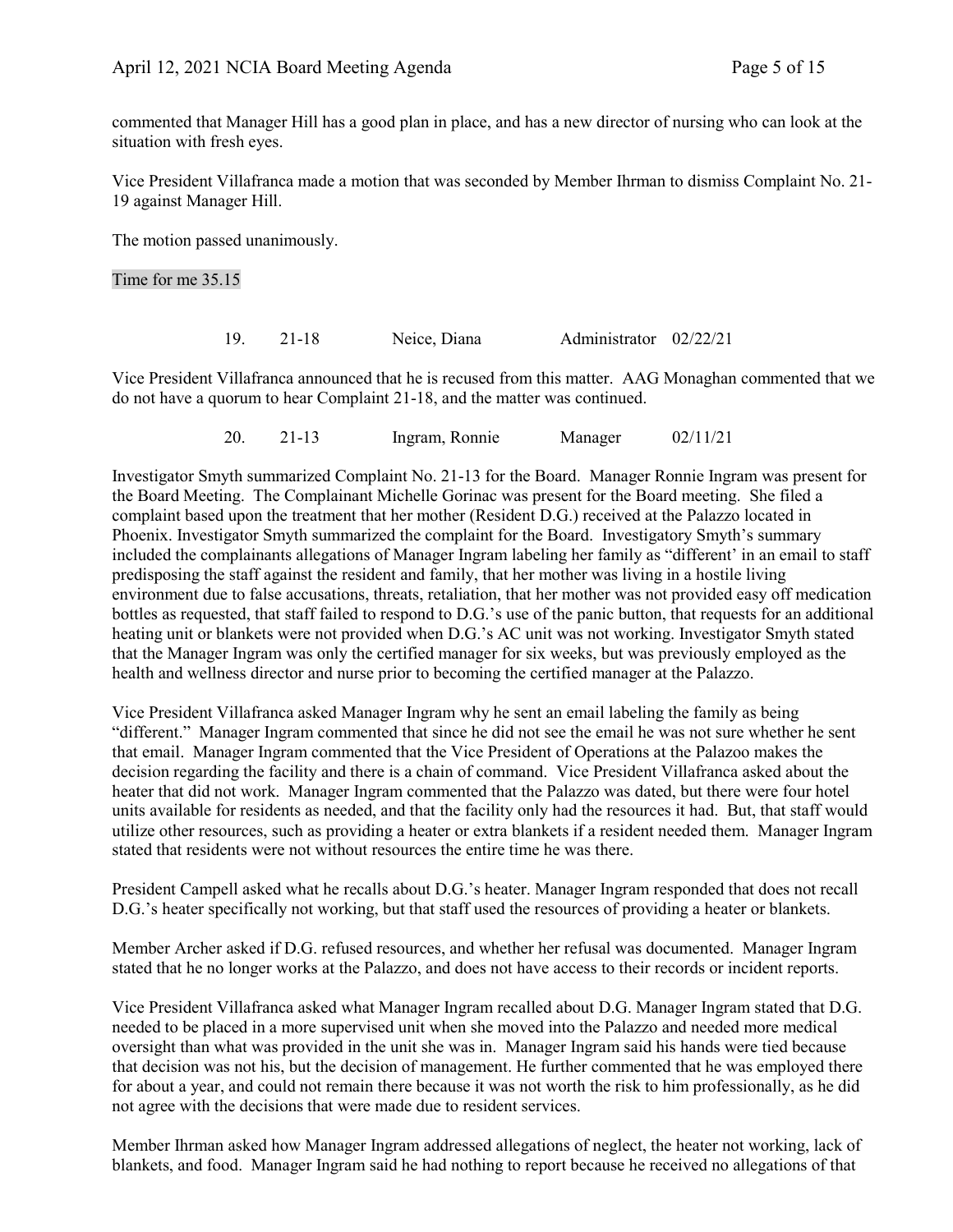commented that Manager Hill has a good plan in place, and has a new director of nursing who can look at the situation with fresh eyes.

Vice President Villafranca made a motion that was seconded by Member Ihrman to dismiss Complaint No. 21-19 against Manager Hill.

The motion passed unanimously.

Time for me 35.15

| 19. | 21-18 | Neice, Diana | Administrator | 02/22/21 |
|---|---|---|---|---|

Vice President Villafranca announced that he is recused from this matter. AAG Monaghan commented that we do not have a quorum to hear Complaint 21-18, and the matter was continued.

| 20. | 21-13 | Ingram, Ronnie | Manager | 02/11/21 |
|---|---|---|---|---|

Investigator Smyth summarized Complaint No. 21-13 for the Board. Manager Ronnie Ingram was present for the Board Meeting. The Complainant Michelle Gorinac was present for the Board meeting. She filed a complaint based upon the treatment that her mother (Resident D.G.) received at the Palazzo located in Phoenix. Investigator Smyth summarized the complaint for the Board. Investigatory Smyth's summary included the complainants allegations of Manager Ingram labeling her family as "different' in an email to staff predisposing the staff against the resident and family, that her mother was living in a hostile living environment due to false accusations, threats, retaliation, that her mother was not provided easy off medication bottles as requested, that staff failed to respond to D.G.'s use of the panic button, that requests for an additional heating unit or blankets were not provided when D.G.'s AC unit was not working. Investigator Smyth stated that the Manager Ingram was only the certified manager for six weeks, but was previously employed as the health and wellness director and nurse prior to becoming the certified manager at the Palazzo.

Vice President Villafranca asked Manager Ingram why he sent an email labeling the family as being "different." Manager Ingram commented that since he did not see the email he was not sure whether he sent that email. Manager Ingram commented that the Vice President of Operations at the Palazoo makes the decision regarding the facility and there is a chain of command. Vice President Villafranca asked about the heater that did not work. Manager Ingram commented that the Palazzo was dated, but there were four hotel units available for residents as needed, and that the facility only had the resources it had. But, that staff would utilize other resources, such as providing a heater or extra blankets if a resident needed them. Manager Ingram stated that residents were not without resources the entire time he was there.

President Campell asked what he recalls about D.G.'s heater. Manager Ingram responded that does not recall D.G.'s heater specifically not working, but that staff used the resources of providing a heater or blankets.

Member Archer asked if D.G. refused resources, and whether her refusal was documented. Manager Ingram stated that he no longer works at the Palazzo, and does not have access to their records or incident reports.

Vice President Villafranca asked what Manager Ingram recalled about D.G. Manager Ingram stated that D.G. needed to be placed in a more supervised unit when she moved into the Palazzo and needed more medical oversight than what was provided in the unit she was in. Manager Ingram said his hands were tied because that decision was not his, but the decision of management. He further commented that he was employed there for about a year, and could not remain there because it was not worth the risk to him professionally, as he did not agree with the decisions that were made due to resident services.

Member Ihrman asked how Manager Ingram addressed allegations of neglect, the heater not working, lack of blankets, and food. Manager Ingram said he had nothing to report because he received no allegations of that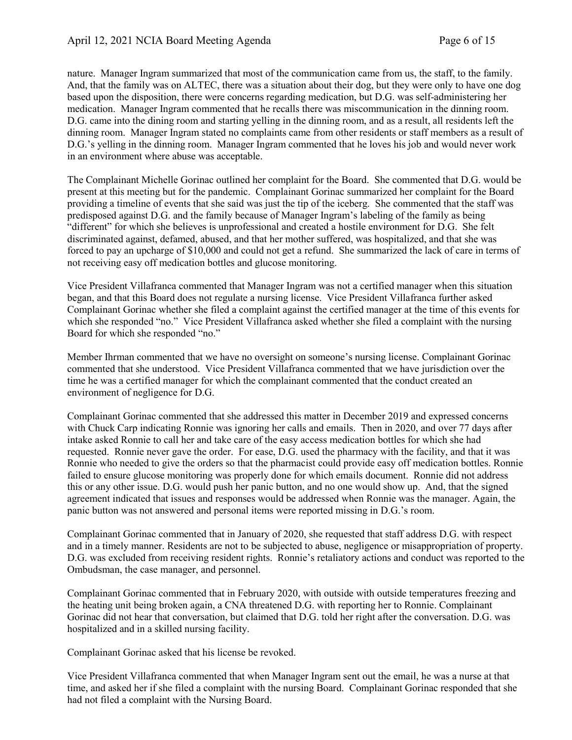nature. Manager Ingram summarized that most of the communication came from us, the staff, to the family. And, that the family was on ALTEC, there was a situation about their dog, but they were only to have one dog based upon the disposition, there were concerns regarding medication, but D.G. was self-administering her medication. Manager Ingram commented that he recalls there was miscommunication in the dinning room. D.G. came into the dining room and starting yelling in the dinning room, and as a result, all residents left the dinning room. Manager Ingram stated no complaints came from other residents or staff members as a result of D.G.'s yelling in the dinning room. Manager Ingram commented that he loves his job and would never work in an environment where abuse was acceptable.

The Complainant Michelle Gorinac outlined her complaint for the Board. She commented that D.G. would be present at this meeting but for the pandemic. Complainant Gorinac summarized her complaint for the Board providing a timeline of events that she said was just the tip of the iceberg. She commented that the staff was predisposed against D.G. and the family because of Manager Ingram's labeling of the family as being "different" for which she believes is unprofessional and created a hostile environment for D.G. She felt discriminated against, defamed, abused, and that her mother suffered, was hospitalized, and that she was forced to pay an upcharge of $10,000 and could not get a refund. She summarized the lack of care in terms of not receiving easy off medication bottles and glucose monitoring.

Vice President Villafranca commented that Manager Ingram was not a certified manager when this situation began, and that this Board does not regulate a nursing license. Vice President Villafranca further asked Complainant Gorinac whether she filed a complaint against the certified manager at the time of this events for which she responded "no." Vice President Villafranca asked whether she filed a complaint with the nursing Board for which she responded "no."

Member Ihrman commented that we have no oversight on someone's nursing license. Complainant Gorinac commented that she understood. Vice President Villafranca commented that we have jurisdiction over the time he was a certified manager for which the complainant commented that the conduct created an environment of negligence for D.G.

Complainant Gorinac commented that she addressed this matter in December 2019 and expressed concerns with Chuck Carp indicating Ronnie was ignoring her calls and emails. Then in 2020, and over 77 days after intake asked Ronnie to call her and take care of the easy access medication bottles for which she had requested. Ronnie never gave the order. For ease, D.G. used the pharmacy with the facility, and that it was Ronnie who needed to give the orders so that the pharmacist could provide easy off medication bottles. Ronnie failed to ensure glucose monitoring was properly done for which emails document. Ronnie did not address this or any other issue. D.G. would push her panic button, and no one would show up. And, that the signed agreement indicated that issues and responses would be addressed when Ronnie was the manager. Again, the panic button was not answered and personal items were reported missing in D.G.'s room.

Complainant Gorinac commented that in January of 2020, she requested that staff address D.G. with respect and in a timely manner. Residents are not to be subjected to abuse, negligence or misappropriation of property. D.G. was excluded from receiving resident rights. Ronnie's retaliatory actions and conduct was reported to the Ombudsman, the case manager, and personnel.

Complainant Gorinac commented that in February 2020, with outside with outside temperatures freezing and the heating unit being broken again, a CNA threatened D.G. with reporting her to Ronnie. Complainant Gorinac did not hear that conversation, but claimed that D.G. told her right after the conversation. D.G. was hospitalized and in a skilled nursing facility.

Complainant Gorinac asked that his license be revoked.

Vice President Villafranca commented that when Manager Ingram sent out the email, he was a nurse at that time, and asked her if she filed a complaint with the nursing Board. Complainant Gorinac responded that she had not filed a complaint with the Nursing Board.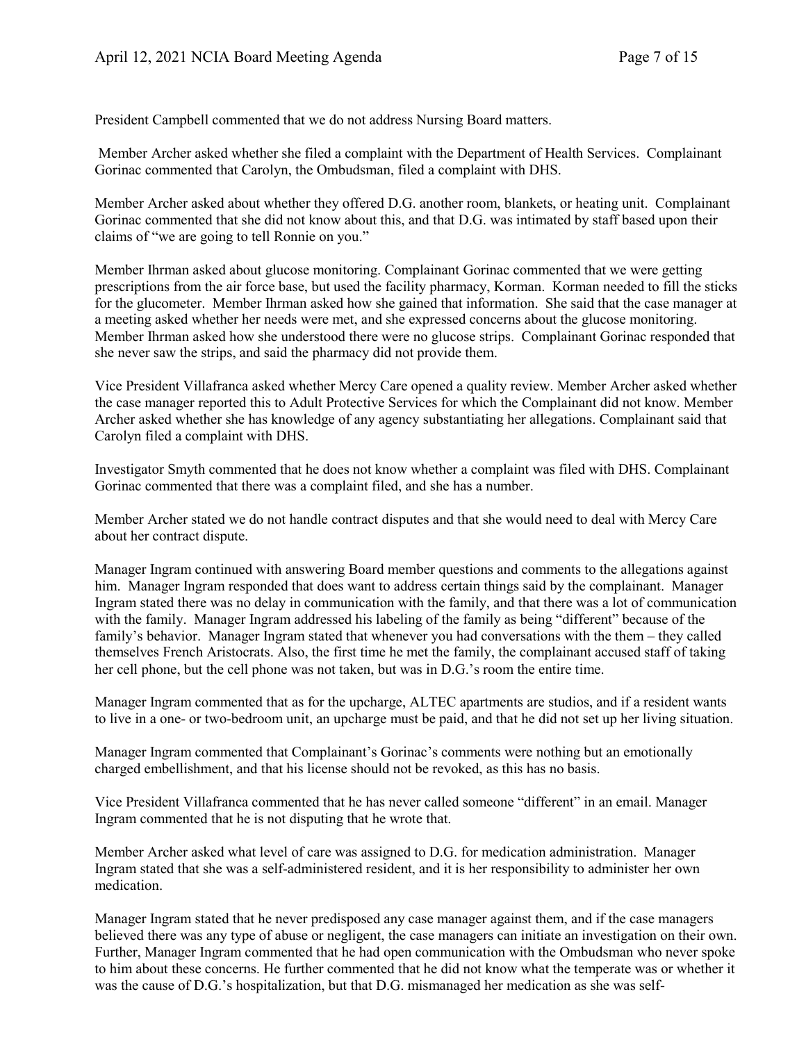President Campbell commented that we do not address Nursing Board matters.

Member Archer asked whether she filed a complaint with the Department of Health Services. Complainant Gorinac commented that Carolyn, the Ombudsman, filed a complaint with DHS.

Member Archer asked about whether they offered D.G. another room, blankets, or heating unit. Complainant Gorinac commented that she did not know about this, and that D.G. was intimated by staff based upon their claims of "we are going to tell Ronnie on you."

Member Ihrman asked about glucose monitoring. Complainant Gorinac commented that we were getting prescriptions from the air force base, but used the facility pharmacy, Korman. Korman needed to fill the sticks for the glucometer. Member Ihrman asked how she gained that information. She said that the case manager at a meeting asked whether her needs were met, and she expressed concerns about the glucose monitoring. Member Ihrman asked how she understood there were no glucose strips. Complainant Gorinac responded that she never saw the strips, and said the pharmacy did not provide them.

Vice President Villafranca asked whether Mercy Care opened a quality review. Member Archer asked whether the case manager reported this to Adult Protective Services for which the Complainant did not know. Member Archer asked whether she has knowledge of any agency substantiating her allegations. Complainant said that Carolyn filed a complaint with DHS.

Investigator Smyth commented that he does not know whether a complaint was filed with DHS. Complainant Gorinac commented that there was a complaint filed, and she has a number.

Member Archer stated we do not handle contract disputes and that she would need to deal with Mercy Care about her contract dispute.

Manager Ingram continued with answering Board member questions and comments to the allegations against him. Manager Ingram responded that does want to address certain things said by the complainant. Manager Ingram stated there was no delay in communication with the family, and that there was a lot of communication with the family. Manager Ingram addressed his labeling of the family as being "different" because of the family's behavior. Manager Ingram stated that whenever you had conversations with the them – they called themselves French Aristocrats. Also, the first time he met the family, the complainant accused staff of taking her cell phone, but the cell phone was not taken, but was in D.G.'s room the entire time.

Manager Ingram commented that as for the upcharge, ALTEC apartments are studios, and if a resident wants to live in a one- or two-bedroom unit, an upcharge must be paid, and that he did not set up her living situation.

Manager Ingram commented that Complainant's Gorinac's comments were nothing but an emotionally charged embellishment, and that his license should not be revoked, as this has no basis.

Vice President Villafranca commented that he has never called someone "different" in an email. Manager Ingram commented that he is not disputing that he wrote that.

Member Archer asked what level of care was assigned to D.G. for medication administration. Manager Ingram stated that she was a self-administered resident, and it is her responsibility to administer her own medication.

Manager Ingram stated that he never predisposed any case manager against them, and if the case managers believed there was any type of abuse or negligent, the case managers can initiate an investigation on their own. Further, Manager Ingram commented that he had open communication with the Ombudsman who never spoke to him about these concerns. He further commented that he did not know what the temperate was or whether it was the cause of D.G.'s hospitalization, but that D.G. mismanaged her medication as she was self-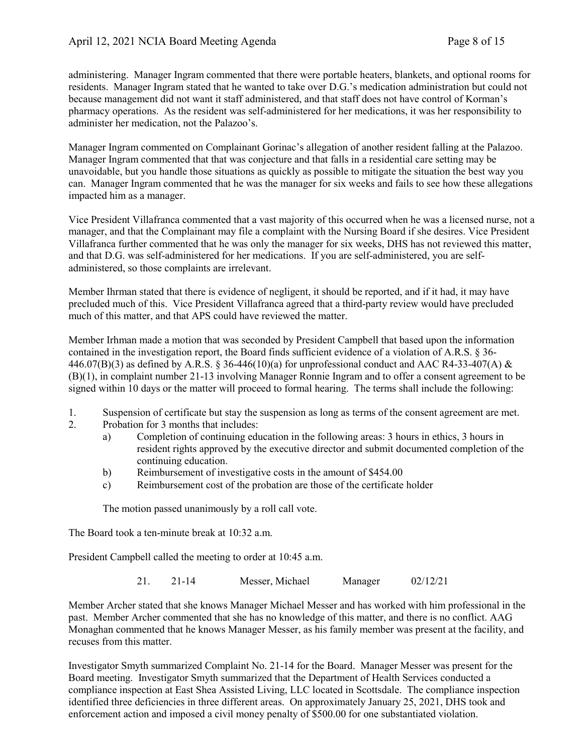administering. Manager Ingram commented that there were portable heaters, blankets, and optional rooms for residents. Manager Ingram stated that he wanted to take over D.G.'s medication administration but could not because management did not want it staff administered, and that staff does not have control of Korman's pharmacy operations. As the resident was self-administered for her medications, it was her responsibility to administer her medication, not the Palazoo's.

Manager Ingram commented on Complainant Gorinac's allegation of another resident falling at the Palazoo. Manager Ingram commented that that was conjecture and that falls in a residential care setting may be unavoidable, but you handle those situations as quickly as possible to mitigate the situation the best way you can. Manager Ingram commented that he was the manager for six weeks and fails to see how these allegations impacted him as a manager.

Vice President Villafranca commented that a vast majority of this occurred when he was a licensed nurse, not a manager, and that the Complainant may file a complaint with the Nursing Board if she desires. Vice President Villafranca further commented that he was only the manager for six weeks, DHS has not reviewed this matter, and that D.G. was self-administered for her medications. If you are self-administered, you are self-administered, so those complaints are irrelevant.

Member Ihrman stated that there is evidence of negligent, it should be reported, and if it had, it may have precluded much of this. Vice President Villafranca agreed that a third-party review would have precluded much of this matter, and that APS could have reviewed the matter.

Member Irhman made a motion that was seconded by President Campbell that based upon the information contained in the investigation report, the Board finds sufficient evidence of a violation of A.R.S. § 36-446.07(B)(3) as defined by A.R.S. § 36-446(10)(a) for unprofessional conduct and AAC R4-33-407(A) & (B)(1), in complaint number 21-13 involving Manager Ronnie Ingram and to offer a consent agreement to be signed within 10 days or the matter will proceed to formal hearing. The terms shall include the following:

1. Suspension of certificate but stay the suspension as long as terms of the consent agreement are met.
2. Probation for 3 months that includes:
   a) Completion of continuing education in the following areas: 3 hours in ethics, 3 hours in resident rights approved by the executive director and submit documented completion of the continuing education.
   b) Reimbursement of investigative costs in the amount of $454.00
   c) Reimbursement cost of the probation are those of the certificate holder

   The motion passed unanimously by a roll call vote.

The Board took a ten-minute break at 10:32 a.m.

President Campbell called the meeting to order at 10:45 a.m.

21. 21-14 Messer, Michael Manager 02/12/21

Member Archer stated that she knows Manager Michael Messer and has worked with him professional in the past. Member Archer commented that she has no knowledge of this matter, and there is no conflict. AAG Monaghan commented that he knows Manager Messer, as his family member was present at the facility, and recuses from this matter.

Investigator Smyth summarized Complaint No. 21-14 for the Board. Manager Messer was present for the Board meeting. Investigator Smyth summarized that the Department of Health Services conducted a compliance inspection at East Shea Assisted Living, LLC located in Scottsdale. The compliance inspection identified three deficiencies in three different areas. On approximately January 25, 2021, DHS took and enforcement action and imposed a civil money penalty of $500.00 for one substantiated violation.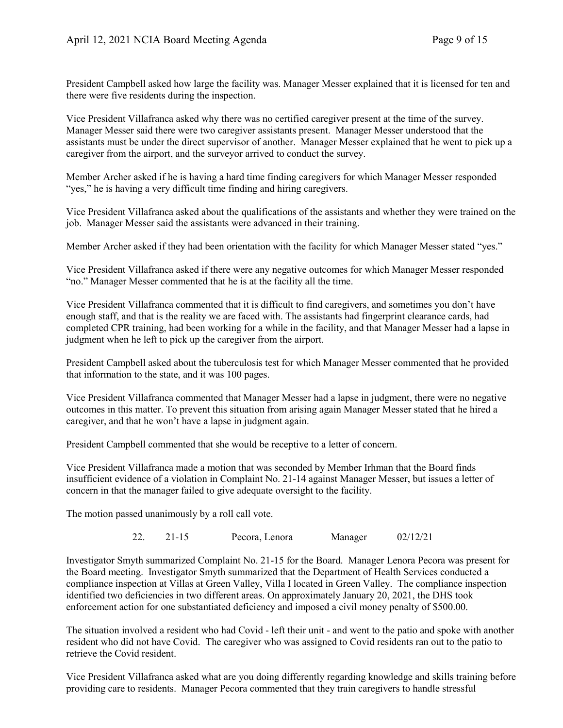President Campbell asked how large the facility was. Manager Messer explained that it is licensed for ten and there were five residents during the inspection.

Vice President Villafranca asked why there was no certified caregiver present at the time of the survey. Manager Messer said there were two caregiver assistants present. Manager Messer understood that the assistants must be under the direct supervisor of another. Manager Messer explained that he went to pick up a caregiver from the airport, and the surveyor arrived to conduct the survey.

Member Archer asked if he is having a hard time finding caregivers for which Manager Messer responded "yes," he is having a very difficult time finding and hiring caregivers.

Vice President Villafranca asked about the qualifications of the assistants and whether they were trained on the job. Manager Messer said the assistants were advanced in their training.

Member Archer asked if they had been orientation with the facility for which Manager Messer stated "yes."

Vice President Villafranca asked if there were any negative outcomes for which Manager Messer responded "no." Manager Messer commented that he is at the facility all the time.

Vice President Villafranca commented that it is difficult to find caregivers, and sometimes you don't have enough staff, and that is the reality we are faced with. The assistants had fingerprint clearance cards, had completed CPR training, had been working for a while in the facility, and that Manager Messer had a lapse in judgment when he left to pick up the caregiver from the airport.

President Campbell asked about the tuberculosis test for which Manager Messer commented that he provided that information to the state, and it was 100 pages.

Vice President Villafranca commented that Manager Messer had a lapse in judgment, there were no negative outcomes in this matter. To prevent this situation from arising again Manager Messer stated that he hired a caregiver, and that he won't have a lapse in judgment again.

President Campbell commented that she would be receptive to a letter of concern.

Vice President Villafranca made a motion that was seconded by Member Irhman that the Board finds insufficient evidence of a violation in Complaint No. 21-14 against Manager Messer, but issues a letter of concern in that the manager failed to give adequate oversight to the facility.

The motion passed unanimously by a roll call vote.

22. 21-15 Pecora, Lenora Manager 02/12/21

Investigator Smyth summarized Complaint No. 21-15 for the Board. Manager Lenora Pecora was present for the Board meeting. Investigator Smyth summarized that the Department of Health Services conducted a compliance inspection at Villas at Green Valley, Villa I located in Green Valley. The compliance inspection identified two deficiencies in two different areas. On approximately January 20, 2021, the DHS took enforcement action for one substantiated deficiency and imposed a civil money penalty of $500.00.

The situation involved a resident who had Covid - left their unit - and went to the patio and spoke with another resident who did not have Covid. The caregiver who was assigned to Covid residents ran out to the patio to retrieve the Covid resident.

Vice President Villafranca asked what are you doing differently regarding knowledge and skills training before providing care to residents. Manager Pecora commented that they train caregivers to handle stressful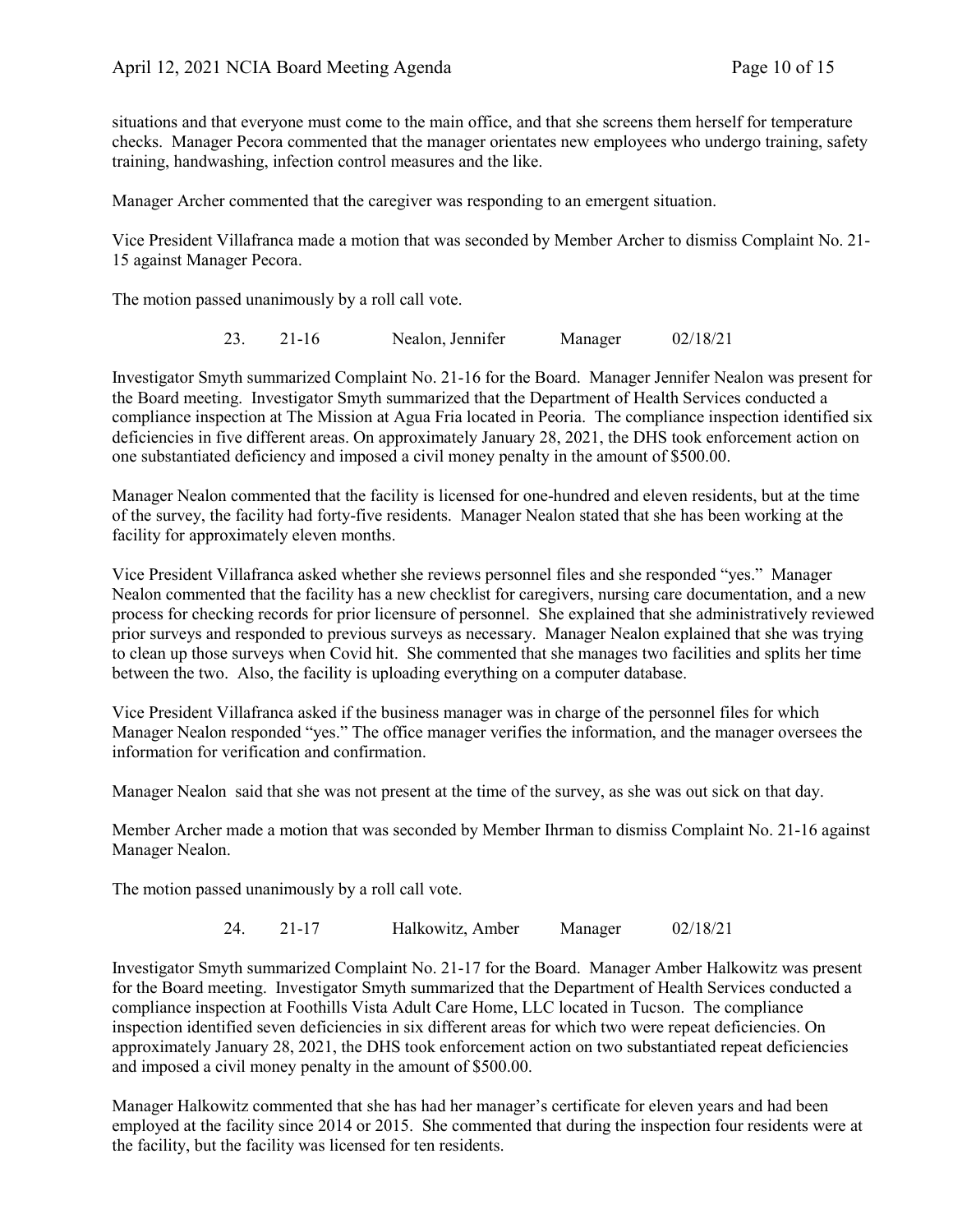situations and that everyone must come to the main office, and that she screens them herself for temperature checks. Manager Pecora commented that the manager orientates new employees who undergo training, safety training, handwashing, infection control measures and the like.

Manager Archer commented that the caregiver was responding to an emergent situation.

Vice President Villafranca made a motion that was seconded by Member Archer to dismiss Complaint No. 21-15 against Manager Pecora.

The motion passed unanimously by a roll call vote.

23. 21-16 Nealon, Jennifer Manager 02/18/21

Investigator Smyth summarized Complaint No. 21-16 for the Board. Manager Jennifer Nealon was present for the Board meeting. Investigator Smyth summarized that the Department of Health Services conducted a compliance inspection at The Mission at Agua Fria located in Peoria. The compliance inspection identified six deficiencies in five different areas. On approximately January 28, 2021, the DHS took enforcement action on one substantiated deficiency and imposed a civil money penalty in the amount of $500.00.

Manager Nealon commented that the facility is licensed for one-hundred and eleven residents, but at the time of the survey, the facility had forty-five residents. Manager Nealon stated that she has been working at the facility for approximately eleven months.

Vice President Villafranca asked whether she reviews personnel files and she responded "yes." Manager Nealon commented that the facility has a new checklist for caregivers, nursing care documentation, and a new process for checking records for prior licensure of personnel. She explained that she administratively reviewed prior surveys and responded to previous surveys as necessary. Manager Nealon explained that she was trying to clean up those surveys when Covid hit. She commented that she manages two facilities and splits her time between the two. Also, the facility is uploading everything on a computer database.

Vice President Villafranca asked if the business manager was in charge of the personnel files for which Manager Nealon responded "yes." The office manager verifies the information, and the manager oversees the information for verification and confirmation.

Manager Nealon said that she was not present at the time of the survey, as she was out sick on that day.

Member Archer made a motion that was seconded by Member Ihrman to dismiss Complaint No. 21-16 against Manager Nealon.

The motion passed unanimously by a roll call vote.

24. 21-17 Halkowitz, Amber Manager 02/18/21

Investigator Smyth summarized Complaint No. 21-17 for the Board. Manager Amber Halkowitz was present for the Board meeting. Investigator Smyth summarized that the Department of Health Services conducted a compliance inspection at Foothills Vista Adult Care Home, LLC located in Tucson. The compliance inspection identified seven deficiencies in six different areas for which two were repeat deficiencies. On approximately January 28, 2021, the DHS took enforcement action on two substantiated repeat deficiencies and imposed a civil money penalty in the amount of $500.00.

Manager Halkowitz commented that she has had her manager's certificate for eleven years and had been employed at the facility since 2014 or 2015. She commented that during the inspection four residents were at the facility, but the facility was licensed for ten residents.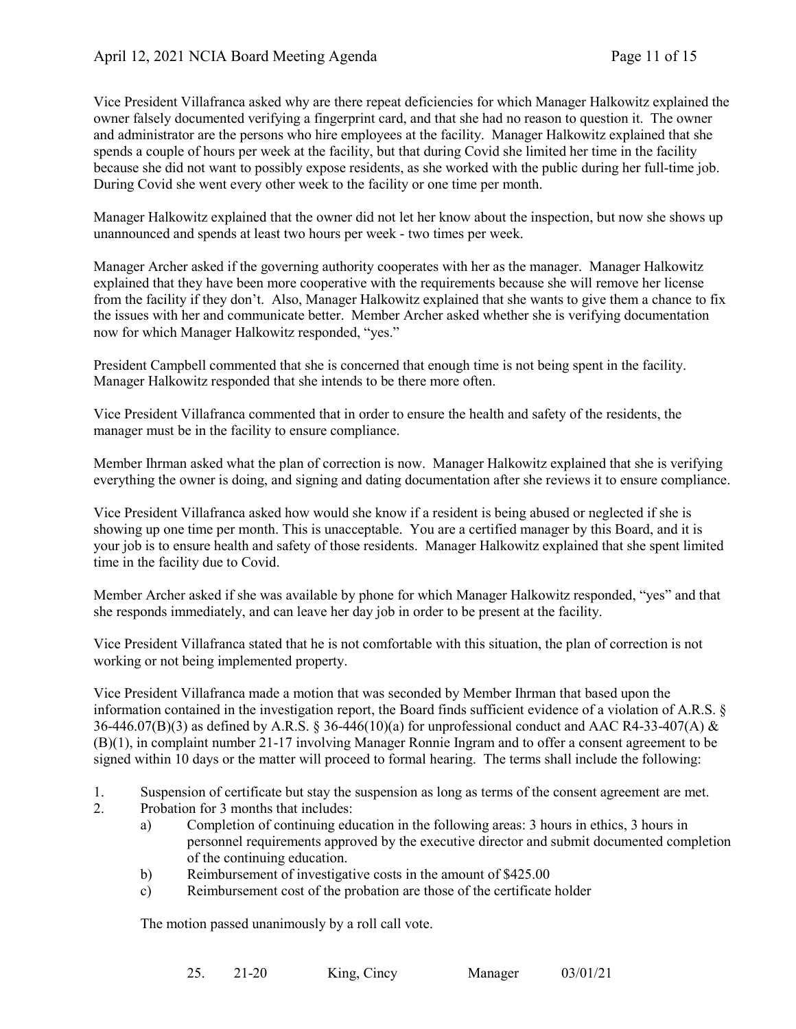Vice President Villafranca asked why are there repeat deficiencies for which Manager Halkowitz explained the owner falsely documented verifying a fingerprint card, and that she had no reason to question it. The owner and administrator are the persons who hire employees at the facility. Manager Halkowitz explained that she spends a couple of hours per week at the facility, but that during Covid she limited her time in the facility because she did not want to possibly expose residents, as she worked with the public during her full-time job. During Covid she went every other week to the facility or one time per month.

Manager Halkowitz explained that the owner did not let her know about the inspection, but now she shows up unannounced and spends at least two hours per week - two times per week.

Manager Archer asked if the governing authority cooperates with her as the manager. Manager Halkowitz explained that they have been more cooperative with the requirements because she will remove her license from the facility if they don't. Also, Manager Halkowitz explained that she wants to give them a chance to fix the issues with her and communicate better. Member Archer asked whether she is verifying documentation now for which Manager Halkowitz responded, "yes."

President Campbell commented that she is concerned that enough time is not being spent in the facility. Manager Halkowitz responded that she intends to be there more often.

Vice President Villafranca commented that in order to ensure the health and safety of the residents, the manager must be in the facility to ensure compliance.

Member Ihrman asked what the plan of correction is now. Manager Halkowitz explained that she is verifying everything the owner is doing, and signing and dating documentation after she reviews it to ensure compliance.

Vice President Villafranca asked how would she know if a resident is being abused or neglected if she is showing up one time per month. This is unacceptable. You are a certified manager by this Board, and it is your job is to ensure health and safety of those residents. Manager Halkowitz explained that she spent limited time in the facility due to Covid.

Member Archer asked if she was available by phone for which Manager Halkowitz responded, "yes" and that she responds immediately, and can leave her day job in order to be present at the facility.

Vice President Villafranca stated that he is not comfortable with this situation, the plan of correction is not working or not being implemented property.

Vice President Villafranca made a motion that was seconded by Member Ihrman that based upon the information contained in the investigation report, the Board finds sufficient evidence of a violation of A.R.S. § 36-446.07(B)(3) as defined by A.R.S. § 36-446(10)(a) for unprofessional conduct and AAC R4-33-407(A) & (B)(1), in complaint number 21-17 involving Manager Ronnie Ingram and to offer a consent agreement to be signed within 10 days or the matter will proceed to formal hearing. The terms shall include the following:

1. Suspension of certificate but stay the suspension as long as terms of the consent agreement are met.
2. Probation for 3 months that includes:
   a) Completion of continuing education in the following areas: 3 hours in ethics, 3 hours in personnel requirements approved by the executive director and submit documented completion of the continuing education.
   b) Reimbursement of investigative costs in the amount of $425.00
   c) Reimbursement cost of the probation are those of the certificate holder

The motion passed unanimously by a roll call vote.

25. 21-20 King, Cincy Manager 03/01/21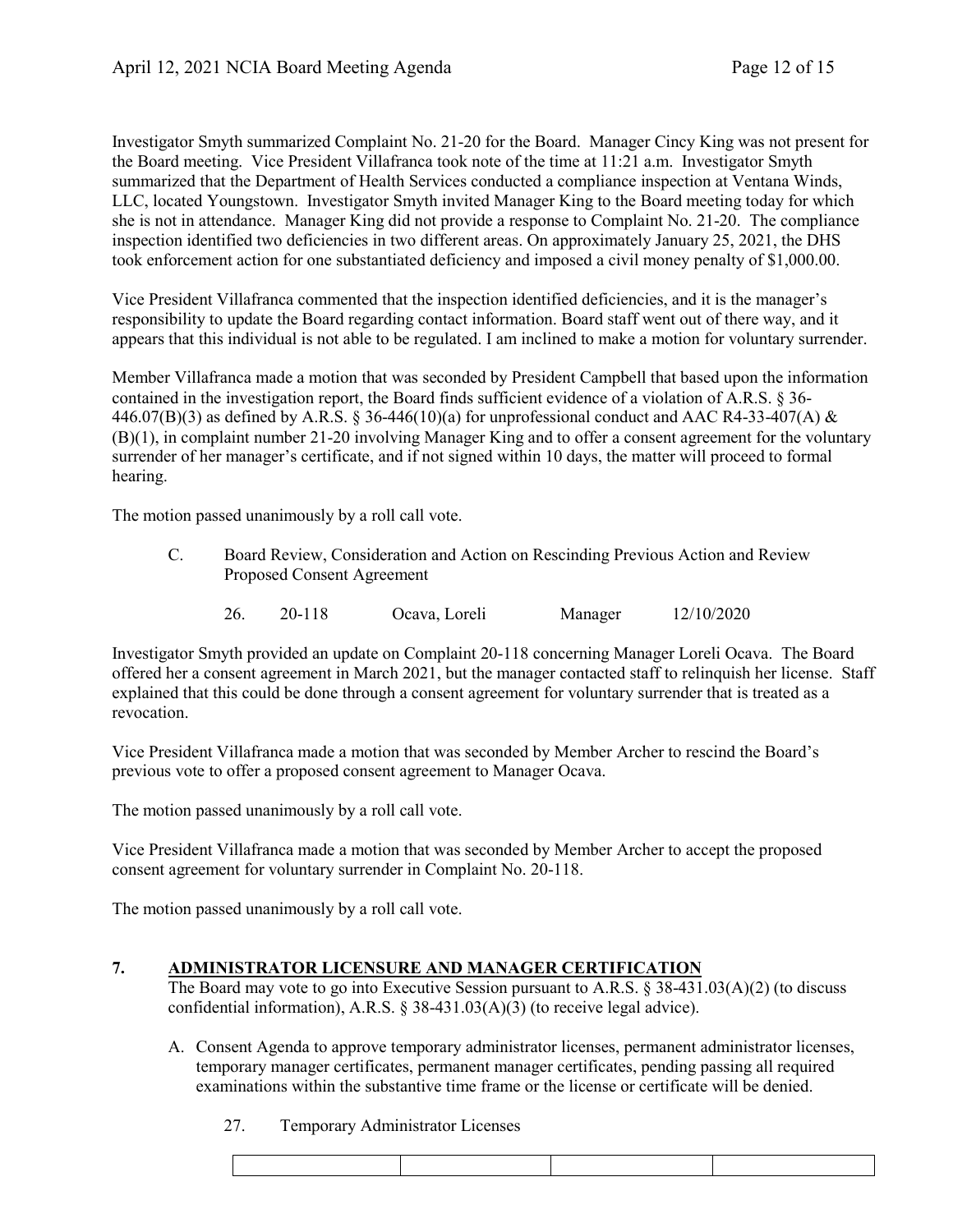Investigator Smyth summarized Complaint No. 21-20 for the Board. Manager Cincy King was not present for the Board meeting. Vice President Villafranca took note of the time at 11:21 a.m. Investigator Smyth summarized that the Department of Health Services conducted a compliance inspection at Ventana Winds, LLC, located Youngstown. Investigator Smyth invited Manager King to the Board meeting today for which she is not in attendance. Manager King did not provide a response to Complaint No. 21-20. The compliance inspection identified two deficiencies in two different areas. On approximately January 25, 2021, the DHS took enforcement action for one substantiated deficiency and imposed a civil money penalty of $1,000.00.

Vice President Villafranca commented that the inspection identified deficiencies, and it is the manager's responsibility to update the Board regarding contact information. Board staff went out of there way, and it appears that this individual is not able to be regulated. I am inclined to make a motion for voluntary surrender.

Member Villafranca made a motion that was seconded by President Campbell that based upon the information contained in the investigation report, the Board finds sufficient evidence of a violation of A.R.S. § 36-446.07(B)(3) as defined by A.R.S. § 36-446(10)(a) for unprofessional conduct and AAC R4-33-407(A) & (B)(1), in complaint number 21-20 involving Manager King and to offer a consent agreement for the voluntary surrender of her manager's certificate, and if not signed within 10 days, the matter will proceed to formal hearing.

The motion passed unanimously by a roll call vote.

C. Board Review, Consideration and Action on Rescinding Previous Action and Review Proposed Consent Agreement

| 26. | 20-118 | Ocava, Loreli | Manager | 12/10/2020 |
|---|---|---|---|---|

Investigator Smyth provided an update on Complaint 20-118 concerning Manager Loreli Ocava. The Board offered her a consent agreement in March 2021, but the manager contacted staff to relinquish her license. Staff explained that this could be done through a consent agreement for voluntary surrender that is treated as a revocation.

Vice President Villafranca made a motion that was seconded by Member Archer to rescind the Board's previous vote to offer a proposed consent agreement to Manager Ocava.

The motion passed unanimously by a roll call vote.

Vice President Villafranca made a motion that was seconded by Member Archer to accept the proposed consent agreement for voluntary surrender in Complaint No. 20-118.

The motion passed unanimously by a roll call vote.

## 7. ADMINISTRATOR LICENSURE AND MANAGER CERTIFICATION

The Board may vote to go into Executive Session pursuant to A.R.S. § 38-431.03(A)(2) (to discuss confidential information), A.R.S. § 38-431.03(A)(3) (to receive legal advice).

A. Consent Agenda to approve temporary administrator licenses, permanent administrator licenses, temporary manager certificates, permanent manager certificates, pending passing all required examinations within the substantive time frame or the license or certificate will be denied.

27. Temporary Administrator Licenses

| | | | |
|---|---|---|---|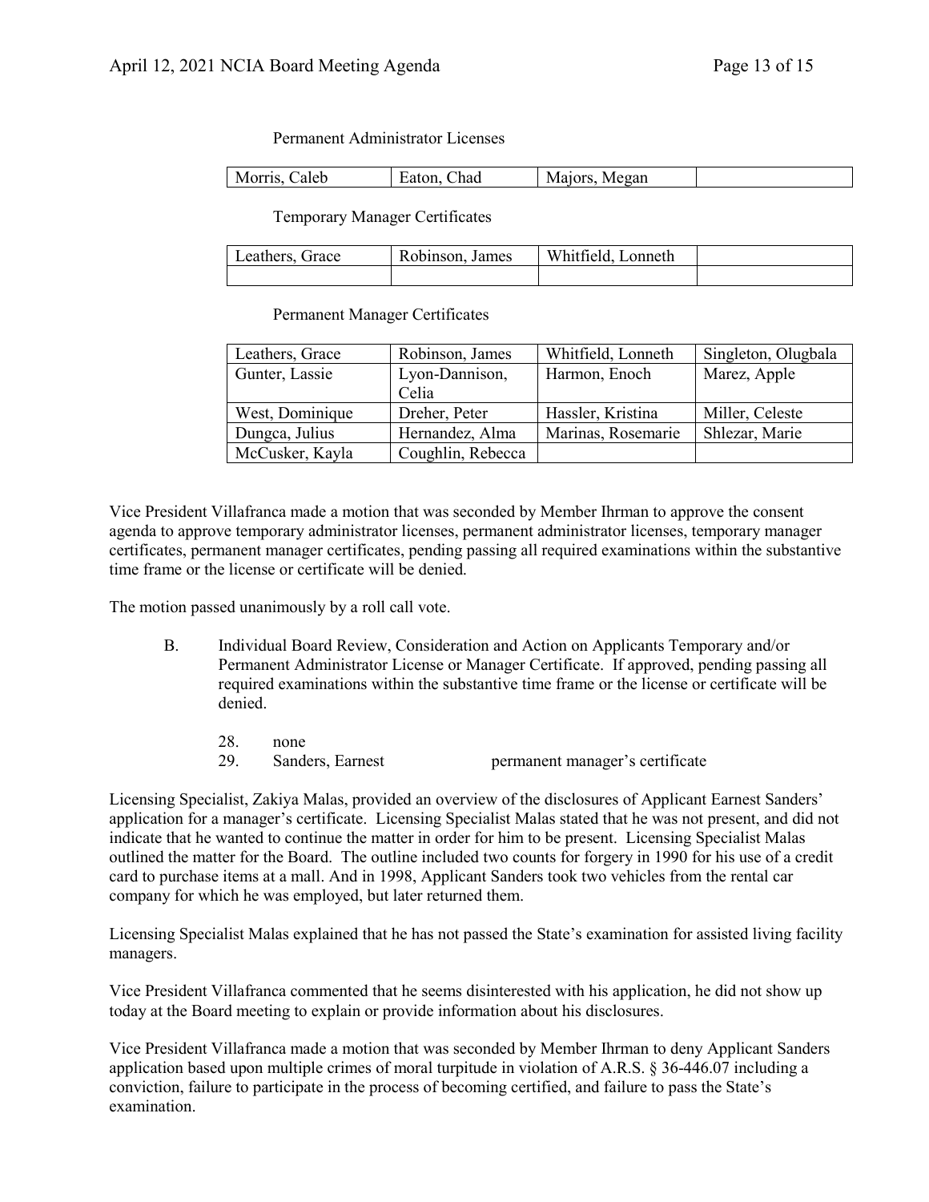Permanent Administrator Licenses

| Morris, Caleb | Eaton, Chad | Majors, Megan | |
|---|---|---|---|

Temporary Manager Certificates

| Leathers, Grace | Robinson, James | Whitfield, Lonneth | |
|---|---|---|---|
| | | | |

Permanent Manager Certificates

| Leathers, Grace | Robinson, James | Whitfield, Lonneth | Singleton, Olugbala |
|---|---|---|---|
| Gunter, Lassie | Lyon-Dannison, Celia | Harmon, Enoch | Marez, Apple |
| West, Dominique | Dreher, Peter | Hassler, Kristina | Miller, Celeste |
| Dungca, Julius | Hernandez, Alma | Marinas, Rosemarie | Shlezar, Marie |
| McCusker, Kayla | Coughlin, Rebecca | | |

Vice President Villafranca made a motion that was seconded by Member Ihrman to approve the consent agenda to approve temporary administrator licenses, permanent administrator licenses, temporary manager certificates, permanent manager certificates, pending passing all required examinations within the substantive time frame or the license or certificate will be denied.

The motion passed unanimously by a roll call vote.

B. Individual Board Review, Consideration and Action on Applicants Temporary and/or Permanent Administrator License or Manager Certificate. If approved, pending passing all required examinations within the substantive time frame or the license or certificate will be denied.

28. none
29. Sanders, Earnest — permanent manager's certificate

Licensing Specialist, Zakiya Malas, provided an overview of the disclosures of Applicant Earnest Sanders' application for a manager's certificate. Licensing Specialist Malas stated that he was not present, and did not indicate that he wanted to continue the matter in order for him to be present. Licensing Specialist Malas outlined the matter for the Board. The outline included two counts for forgery in 1990 for his use of a credit card to purchase items at a mall. And in 1998, Applicant Sanders took two vehicles from the rental car company for which he was employed, but later returned them.

Licensing Specialist Malas explained that he has not passed the State's examination for assisted living facility managers.

Vice President Villafranca commented that he seems disinterested with his application, he did not show up today at the Board meeting to explain or provide information about his disclosures.

Vice President Villafranca made a motion that was seconded by Member Ihrman to deny Applicant Sanders application based upon multiple crimes of moral turpitude in violation of A.R.S. § 36-446.07 including a conviction, failure to participate in the process of becoming certified, and failure to pass the State's examination.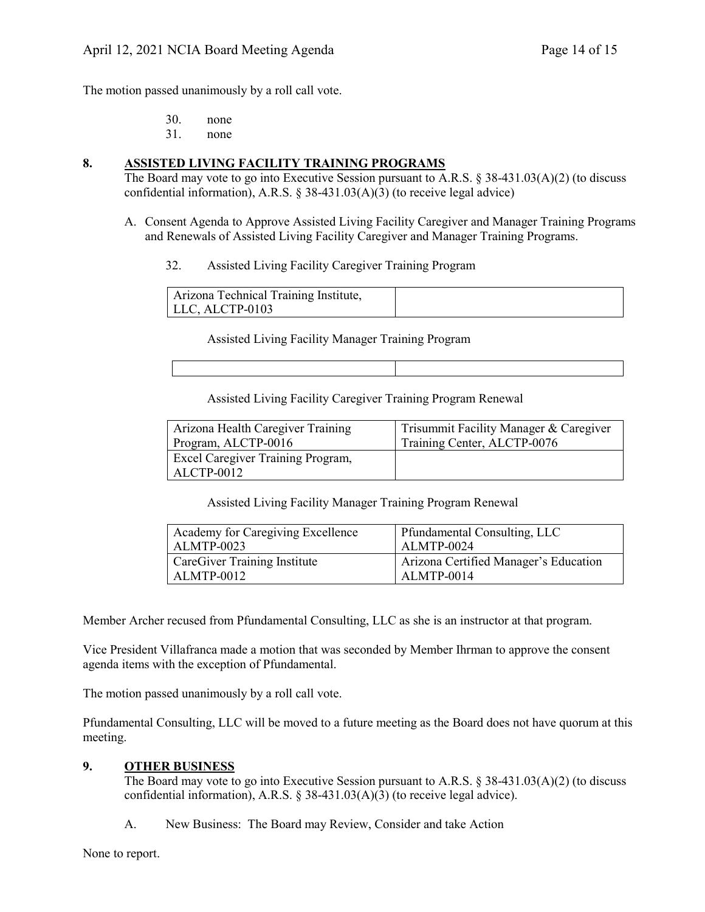The motion passed unanimously by a roll call vote.

30. none
31. none

## 8. ASSISTED LIVING FACILITY TRAINING PROGRAMS

The Board may vote to go into Executive Session pursuant to A.R.S. § 38-431.03(A)(2) (to discuss confidential information), A.R.S. § 38-431.03(A)(3) (to receive legal advice)

A. Consent Agenda to Approve Assisted Living Facility Caregiver and Manager Training Programs and Renewals of Assisted Living Facility Caregiver and Manager Training Programs.

32. Assisted Living Facility Caregiver Training Program

| | |
|---|---|
| Arizona Technical Training Institute, LLC, ALCTP-0103 | |

Assisted Living Facility Manager Training Program

| | |
|---|---|
| | |

Assisted Living Facility Caregiver Training Program Renewal

| | |
|---|---|
| Arizona Health Caregiver Training Program, ALCTP-0016 | Trisummit Facility Manager & Caregiver Training Center, ALCTP-0076 |
| Excel Caregiver Training Program, ALCTP-0012 | |

Assisted Living Facility Manager Training Program Renewal

| | |
|---|---|
| Academy for Caregiving Excellence ALMTP-0023 | Pfundamental Consulting, LLC ALMTP-0024 |
| CareGiver Training Institute ALMTP-0012 | Arizona Certified Manager's Education ALMTP-0014 |

Member Archer recused from Pfundamental Consulting, LLC as she is an instructor at that program.

Vice President Villafranca made a motion that was seconded by Member Ihrman to approve the consent agenda items with the exception of Pfundamental.

The motion passed unanimously by a roll call vote.

Pfundamental Consulting, LLC will be moved to a future meeting as the Board does not have quorum at this meeting.

## 9. OTHER BUSINESS

The Board may vote to go into Executive Session pursuant to A.R.S. § 38-431.03(A)(2) (to discuss confidential information), A.R.S. § 38-431.03(A)(3) (to receive legal advice).

A. New Business: The Board may Review, Consider and take Action

None to report.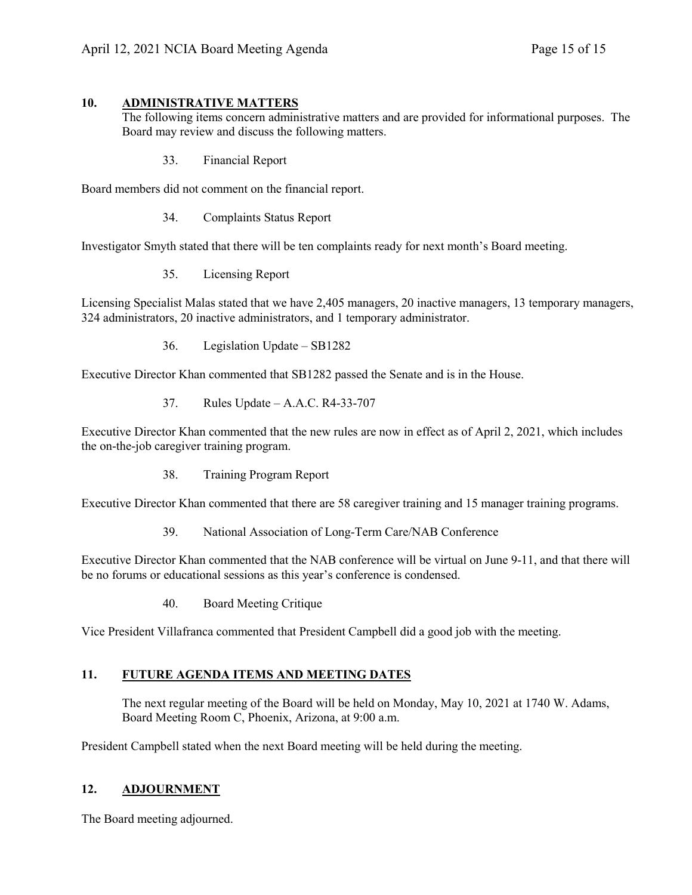## 10. ADMINISTRATIVE MATTERS

The following items concern administrative matters and are provided for informational purposes. The Board may review and discuss the following matters.

33. Financial Report

Board members did not comment on the financial report.

34. Complaints Status Report

Investigator Smyth stated that there will be ten complaints ready for next month's Board meeting.

35. Licensing Report

Licensing Specialist Malas stated that we have 2,405 managers, 20 inactive managers, 13 temporary managers, 324 administrators, 20 inactive administrators, and 1 temporary administrator.

36. Legislation Update – SB1282

Executive Director Khan commented that SB1282 passed the Senate and is in the House.

37. Rules Update – A.A.C. R4-33-707

Executive Director Khan commented that the new rules are now in effect as of April 2, 2021, which includes the on-the-job caregiver training program.

38. Training Program Report

Executive Director Khan commented that there are 58 caregiver training and 15 manager training programs.

39. National Association of Long-Term Care/NAB Conference

Executive Director Khan commented that the NAB conference will be virtual on June 9-11, and that there will be no forums or educational sessions as this year's conference is condensed.

40. Board Meeting Critique

Vice President Villafranca commented that President Campbell did a good job with the meeting.

## 11. FUTURE AGENDA ITEMS AND MEETING DATES

The next regular meeting of the Board will be held on Monday, May 10, 2021 at 1740 W. Adams, Board Meeting Room C, Phoenix, Arizona, at 9:00 a.m.

President Campbell stated when the next Board meeting will be held during the meeting.

## 12. ADJOURNMENT

The Board meeting adjourned.